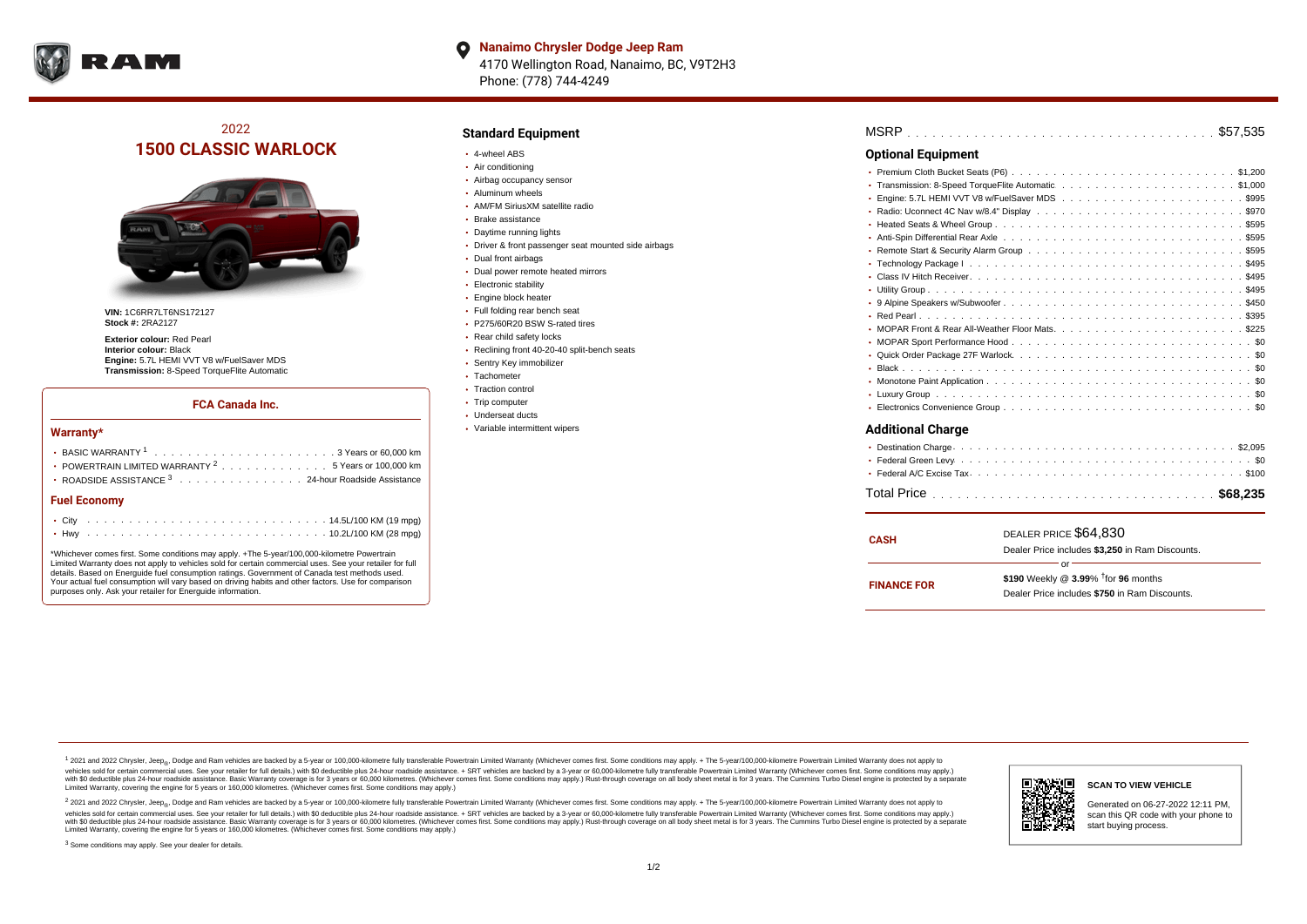**Nanaimo Chrysler Dodge Jeep Ram**
4170 Wellington Road, Nanaimo, BC, V9T2H3
Phone: (778) 744-4249

## 2022
# 1500 CLASSIC WARLOCK

**VIN:** 1C6RR7LT6NS172127
**Stock #:** 2RA2127

**Exterior colour:** Red Pearl
**Interior colour:** Black
**Engine:** 5.7L HEMI VVT V8 w/FuelSaver MDS
**Transmission:** 8-Speed TorqueFlite Automatic

### FCA Canada Inc.

#### Warranty*

- BASIC WARRANTY [1] . . . . . 3 Years or 60,000 km
- POWERTRAIN LIMITED WARRANTY [2] . . . . . 5 Years or 100,000 km
- ROADSIDE ASSISTANCE [3] . . . . . 24-hour Roadside Assistance

#### Fuel Economy

- City . . . . . 14.5L/100 KM (19 mpg)
- Hwy . . . . . 10.2L/100 KM (28 mpg)

*Whichever comes first. Some conditions may apply. +The 5-year/100,000-kilometre Powertrain Limited Warranty does not apply to vehicles sold for certain commercial uses. See your retailer for full details. Based on Energuide fuel consumption ratings. Government of Canada test methods used. Your actual fuel consumption will vary based on driving habits and other factors. Use for comparison purposes only. Ask your retailer for Energuide information.

## Standard Equipment

- 4-wheel ABS
- Air conditioning
- Airbag occupancy sensor
- Aluminum wheels
- AM/FM SiriusXM satellite radio
- Brake assistance
- Daytime running lights
- Driver & front passenger seat mounted side airbags
- Dual front airbags
- Dual power remote heated mirrors
- Electronic stability
- Engine block heater
- Full folding rear bench seat
- P275/60R20 BSW S-rated tires
- Rear child safety locks
- Reclining front 40-20-40 split-bench seats
- Sentry Key immobilizer
- Tachometer
- Traction control
- Trip computer
- Underseat ducts
- Variable intermittent wipers

MSRP . . . . . $57,535

## Optional Equipment

- Premium Cloth Bucket Seats (P6) . . . . . $1,200
- Transmission: 8-Speed TorqueFlite Automatic . . . . . $1,000
- Engine: 5.7L HEMI VVT V8 w/FuelSaver MDS . . . . . $995
- Radio: Uconnect 4C Nav w/8.4" Display . . . . . $970
- Heated Seats & Wheel Group . . . . . $595
- Anti-Spin Differential Rear Axle . . . . . $595
- Remote Start & Security Alarm Group . . . . . $595
- Technology Package I . . . . . $495
- Class IV Hitch Receiver . . . . . $495
- Utility Group . . . . . $495
- 9 Alpine Speakers w/Subwoofer . . . . . $450
- Red Pearl . . . . . $395
- MOPAR Front & Rear All-Weather Floor Mats . . . . . $225
- MOPAR Sport Performance Hood . . . . . $0
- Quick Order Package 27F Warlock . . . . . $0
- Black . . . . . $0
- Monotone Paint Application . . . . . $0
- Luxury Group . . . . . $0
- Electronics Convenience Group . . . . . $0

## Additional Charge

- Destination Charge . . . . . $2,095
- Federal Green Levy . . . . . $0
- Federal A/C Excise Tax . . . . . $100

Total Price . . . . . **$68,235**

**CASH**
DEALER PRICE $64,830
Dealer Price includes **$3,250** in Ram Discounts.

or

**FINANCE FOR**
**$190** Weekly @ **3.99**% †for **96** months
Dealer Price includes **$750** in Ram Discounts.

[1] 2021 and 2022 Chrysler, Jeep®, Dodge and Ram vehicles are backed by a 5-year or 100,000-kilometre fully transferable Powertrain Limited Warranty (Whichever comes first. Some conditions may apply. + The 5-year/100,000-kilometre Powertrain Limited Warranty does not apply to vehicles sold for certain commercial uses. See your retailer for full details.) with $0 deductible plus 24-hour roadside assistance. + SRT vehicles are backed by a 3-year or 60,000-kilometre fully transferable Powertrain Limited Warranty (Whichever comes first. Some conditions may apply.) with $0 deductible plus 24-hour roadside assistance. Basic Warranty coverage is for 3 years or 60,000 kilometres. (Whichever comes first. Some conditions may apply.) Rust-through coverage on all body sheet metal is for 3 years. The Cummins Turbo Diesel engine is protected by a separate Limited Warranty, covering the engine for 5 years or 160,000 kilometres. (Whichever comes first. Some conditions may apply.)

[2] 2021 and 2022 Chrysler, Jeep®, Dodge and Ram vehicles are backed by a 5-year or 100,000-kilometre fully transferable Powertrain Limited Warranty (Whichever comes first. Some conditions may apply. + The 5-year/100,000-kilometre Powertrain Limited Warranty does not apply to vehicles sold for certain commercial uses. See your retailer for full details.) with $0 deductible plus 24-hour roadside assistance. + SRT vehicles are backed by a 3-year or 60,000-kilometre fully transferable Powertrain Limited Warranty (Whichever comes first. Some conditions may apply.) with $0 deductible plus 24-hour roadside assistance. Basic Warranty coverage is for 3 years or 60,000 kilometres. (Whichever comes first. Some conditions may apply.) Rust-through coverage on all body sheet metal is for 3 years. The Cummins Turbo Diesel engine is protected by a separate Limited Warranty, covering the engine for 5 years or 160,000 kilometres. (Whichever comes first. Some conditions may apply.)

[3] Some conditions may apply. See your dealer for details.

**SCAN TO VIEW VEHICLE**

Generated on 06-27-2022 12:11 PM, scan this QR code with your phone to start buying process.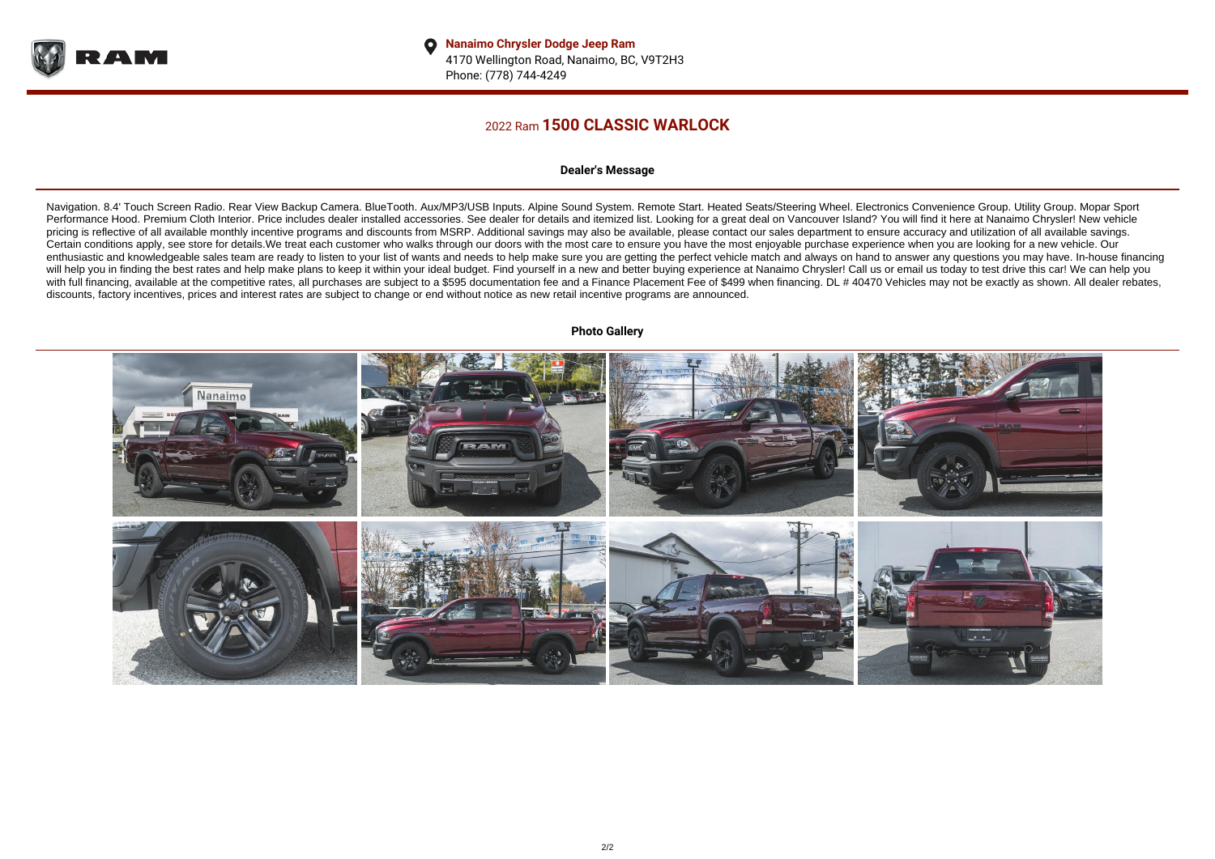**Nanaimo Chrysler Dodge Jeep Ram**
4170 Wellington Road, Nanaimo, BC, V9T2H3
Phone: (778) 744-4249

# 2022 Ram **1500 CLASSIC WARLOCK**

## Dealer's Message

Navigation. 8.4' Touch Screen Radio. Rear View Backup Camera. BlueTooth. Aux/MP3/USB Inputs. Alpine Sound System. Remote Start. Heated Seats/Steering Wheel. Electronics Convenience Group. Utility Group. Mopar Sport Performance Hood. Premium Cloth Interior. Price includes dealer installed accessories. See dealer for details and itemized list. Looking for a great deal on Vancouver Island? You will find it here at Nanaimo Chrysler! New vehicle pricing is reflective of all available monthly incentive programs and discounts from MSRP. Additional savings may also be available, please contact our sales department to ensure accuracy and utilization of all available savings. Certain conditions apply, see store for details.We treat each customer who walks through our doors with the most care to ensure you have the most enjoyable purchase experience when you are looking for a new vehicle. Our enthusiastic and knowledgeable sales team are ready to listen to your list of wants and needs to help make sure you are getting the perfect vehicle match and always on hand to answer any questions you may have. In-house financing will help you in finding the best rates and help make plans to keep it within your ideal budget. Find yourself in a new and better buying experience at Nanaimo Chrysler! Call us or email us today to test drive this car! We can help you with full financing, available at the competitive rates, all purchases are subject to a $595 documentation fee and a Finance Placement Fee of $499 when financing. DL # 40470 Vehicles may not be exactly as shown. All dealer rebates, discounts, factory incentives, prices and interest rates are subject to change or end without notice as new retail incentive programs are announced.

## Photo Gallery